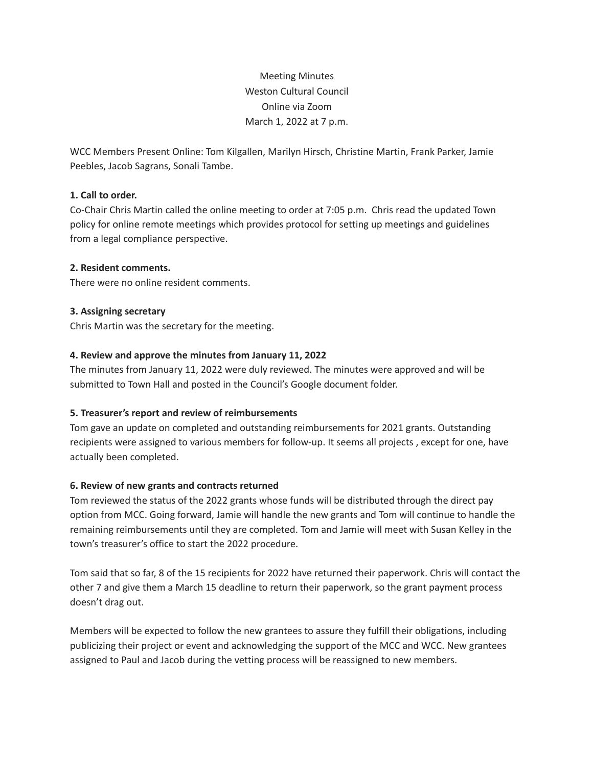Meeting Minutes
Weston Cultural Council
Online via Zoom
March 1, 2022 at 7 p.m.

WCC Members Present Online: Tom Kilgallen, Marilyn Hirsch, Christine Martin, Frank Parker, Jamie Peebles, Jacob Sagrans, Sonali Tambe.

**1. Call to order.**
Co-Chair Chris Martin called the online meeting to order at 7:05 p.m. Chris read the updated Town policy for online remote meetings which provides protocol for setting up meetings and guidelines from a legal compliance perspective.

**2. Resident comments.**
There were no online resident comments.

**3. Assigning secretary**
Chris Martin was the secretary for the meeting.

**4. Review and approve the minutes from January 11, 2022**
The minutes from January 11, 2022 were duly reviewed. The minutes were approved and will be submitted to Town Hall and posted in the Council's Google document folder.

**5. Treasurer's report and review of reimbursements**
Tom gave an update on completed and outstanding reimbursements for 2021 grants. Outstanding recipients were assigned to various members for follow-up. It seems all projects , except for one, have actually been completed.

**6. Review of new grants and contracts returned**
Tom reviewed the status of the 2022 grants whose funds will be distributed through the direct pay option from MCC. Going forward, Jamie will handle the new grants and Tom will continue to handle the remaining reimbursements until they are completed. Tom and Jamie will meet with Susan Kelley in the town's treasurer's office to start the 2022 procedure.

Tom said that so far, 8 of the 15 recipients for 2022 have returned their paperwork. Chris will contact the other 7 and give them a March 15 deadline to return their paperwork, so the grant payment process doesn't drag out.

Members will be expected to follow the new grantees to assure they fulfill their obligations, including publicizing their project or event and acknowledging the support of the MCC and WCC. New grantees assigned to Paul and Jacob during the vetting process will be reassigned to new members.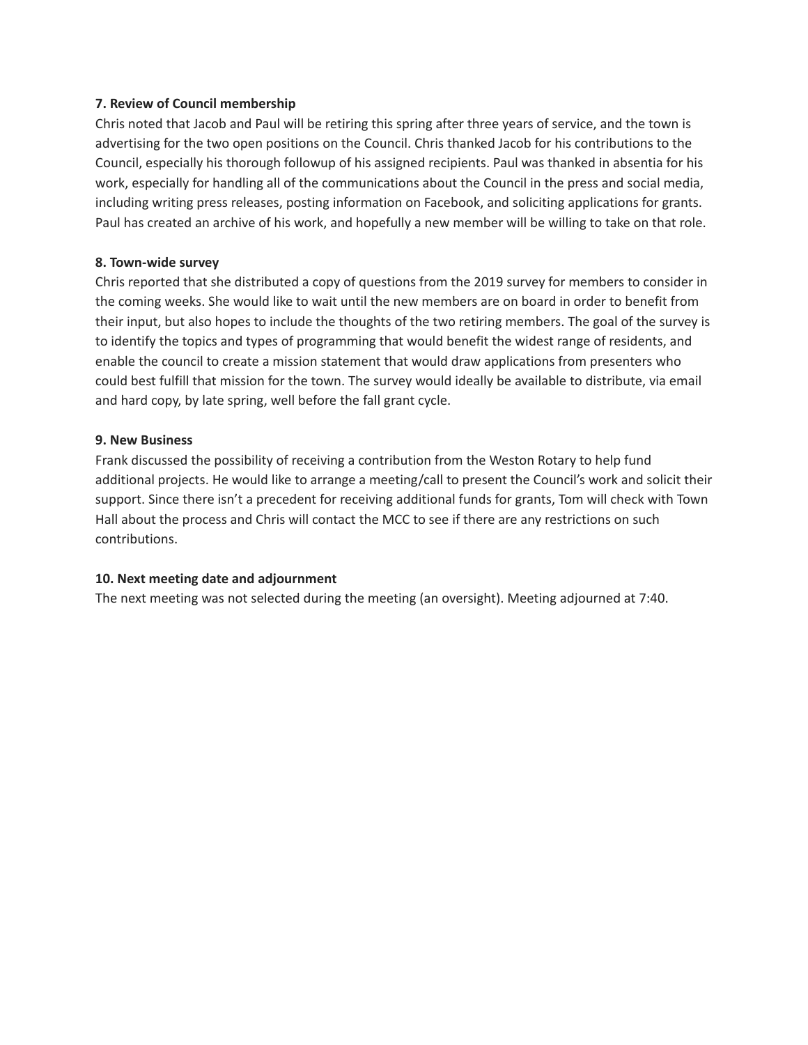**7. Review of Council membership**

Chris noted that Jacob and Paul will be retiring this spring after three years of service, and the town is advertising for the two open positions on the Council. Chris thanked Jacob for his contributions to the Council, especially his thorough followup of his assigned recipients. Paul was thanked in absentia for his work, especially for handling all of the communications about the Council in the press and social media, including writing press releases, posting information on Facebook, and soliciting applications for grants. Paul has created an archive of his work, and hopefully a new member will be willing to take on that role.

**8. Town-wide survey**

Chris reported that she distributed a copy of questions from the 2019 survey for members to consider in the coming weeks. She would like to wait until the new members are on board in order to benefit from their input, but also hopes to include the thoughts of the two retiring members. The goal of the survey is to identify the topics and types of programming that would benefit the widest range of residents, and enable the council to create a mission statement that would draw applications from presenters who could best fulfill that mission for the town. The survey would ideally be available to distribute, via email and hard copy, by late spring, well before the fall grant cycle.

**9. New Business**

Frank discussed the possibility of receiving a contribution from the Weston Rotary to help fund additional projects. He would like to arrange a meeting/call to present the Council's work and solicit their support. Since there isn't a precedent for receiving additional funds for grants, Tom will check with Town Hall about the process and Chris will contact the MCC to see if there are any restrictions on such contributions.

**10. Next meeting date and adjournment**

The next meeting was not selected during the meeting (an oversight). Meeting adjourned at 7:40.